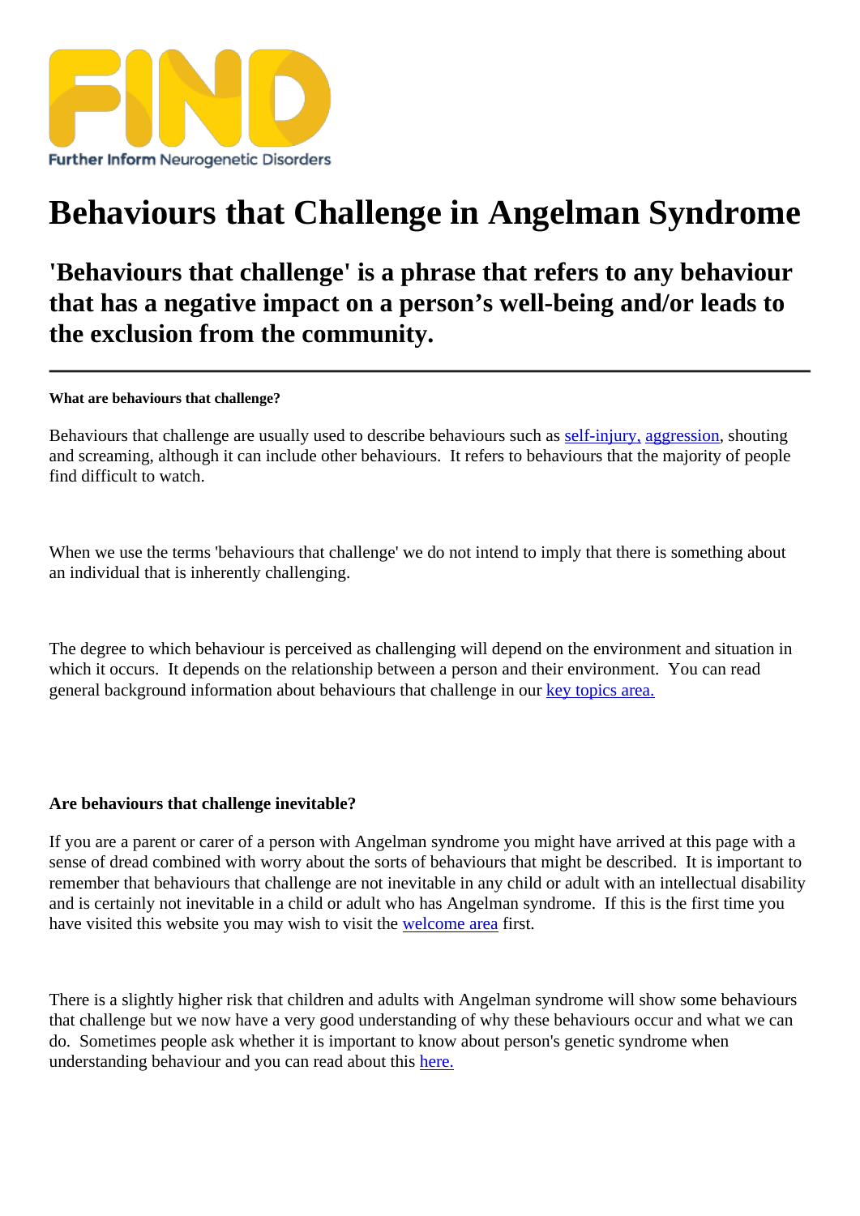FIND

Further Inform Neurogenetic Disorders

# Behaviours that Challenge in Angelman Syndrome

## 'Behaviours that challenge' is a phrase that refers to any behaviour that has a negative impact on a person's well-being and/or leads to the exclusion from the community.

---

**What are behaviours that challenge?**

Behaviours that challenge are usually used to describe behaviours such as self-injury, aggression, shouting and screaming, although it can include other behaviours. It refers to behaviours that the majority of people find difficult to watch.

When we use the terms 'behaviours that challenge' we do not intend to imply that there is something about an individual that is inherently challenging.

The degree to which behaviour is perceived as challenging will depend on the environment and situation in which it occurs. It depends on the relationship between a person and their environment. You can read general background information about behaviours that challenge in our key topics area.

**Are behaviours that challenge inevitable?**

If you are a parent or carer of a person with Angelman syndrome you might have arrived at this page with a sense of dread combined with worry about the sorts of behaviours that might be described. It is important to remember that behaviours that challenge are not inevitable in any child or adult with an intellectual disability and is certainly not inevitable in a child or adult who has Angelman syndrome. If this is the first time you have visited this website you may wish to visit the welcome area first.

There is a slightly higher risk that children and adults with Angelman syndrome will show some behaviours that challenge but we now have a very good understanding of why these behaviours occur and what we can do. Sometimes people ask whether it is important to know about person's genetic syndrome when understanding behaviour and you can read about this here.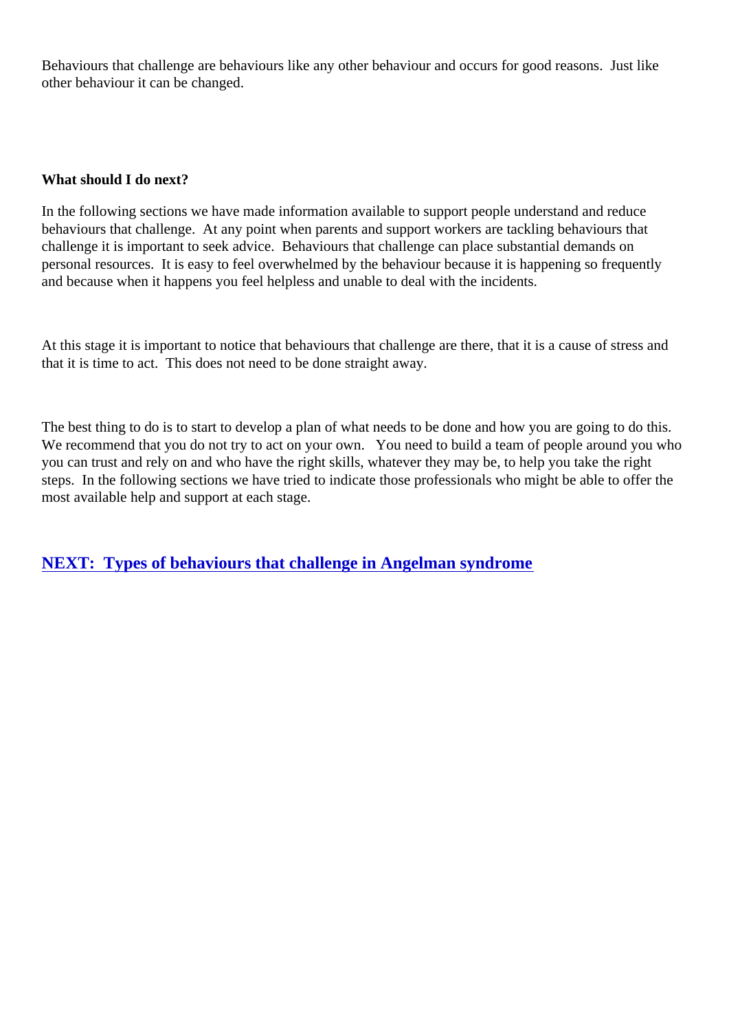Behaviours that challenge are behaviours like any other behaviour and occurs for good reasons. Just like other behaviour it can be changed.

**What should I do next?**

In the following sections we have made information available to support people understand and reduce behaviours that challenge. At any point when parents and support workers are tackling behaviours that challenge it is important to seek advice. Behaviours that challenge can place substantial demands on personal resources. It is easy to feel overwhelmed by the behaviour because it is happening so frequently and because when it happens you feel helpless and unable to deal with the incidents.

At this stage it is important to notice that behaviours that challenge are there, that it is a cause of stress and that it is time to act. This does not need to be done straight away.

The best thing to do is to start to develop a plan of what needs to be done and how you are going to do this. We recommend that you do not try to act on your own. You need to build a team of people around you who you can trust and rely on and who have the right skills, whatever they may be, to help you take the right steps. In the following sections we have tried to indicate those professionals who might be able to offer the most available help and support at each stage.

**NEXT: Types of behaviours that challenge in Angelman syndrome**